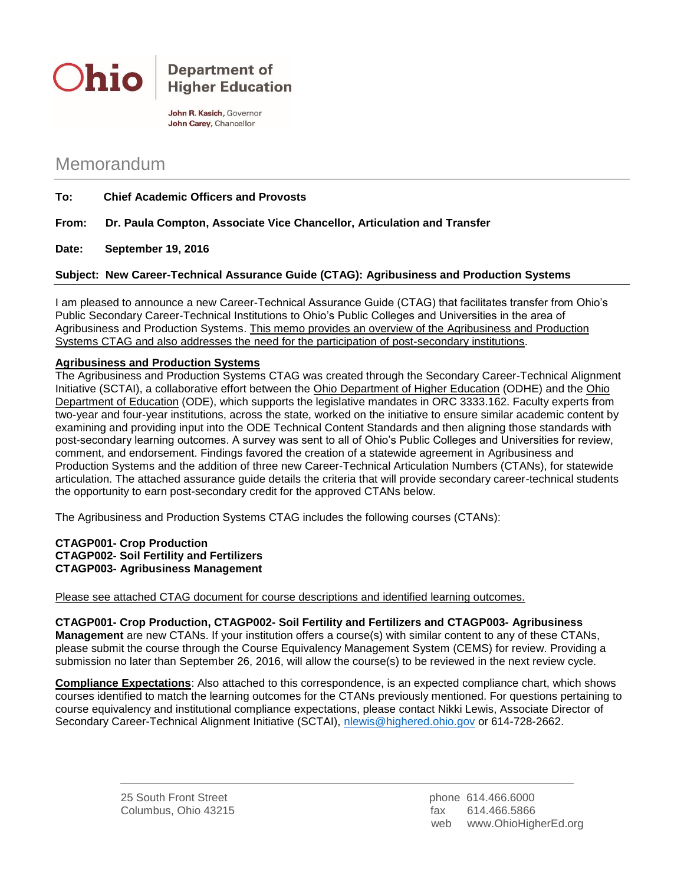**Ohio** | **Department of Higher Education**

**John R. Kasich**, Governor
**John Carey**, Chancellor

# Memorandum

**To:** **Chief Academic Officers and Provosts**

**From:** **Dr. Paula Compton, Associate Vice Chancellor, Articulation and Transfer**

**Date:** **September 19, 2016**

**Subject: New Career-Technical Assurance Guide (CTAG): Agribusiness and Production Systems**

---

I am pleased to announce a new Career-Technical Assurance Guide (CTAG) that facilitates transfer from Ohio's Public Secondary Career-Technical Institutions to Ohio's Public Colleges and Universities in the area of Agribusiness and Production Systems. This memo provides an overview of the Agribusiness and Production Systems CTAG and also addresses the need for the participation of post-secondary institutions.

**Agribusiness and Production Systems**

The Agribusiness and Production Systems CTAG was created through the Secondary Career-Technical Alignment Initiative (SCTAI), a collaborative effort between the Ohio Department of Higher Education (ODHE) and the Ohio Department of Education (ODE), which supports the legislative mandates in ORC 3333.162. Faculty experts from two-year and four-year institutions, across the state, worked on the initiative to ensure similar academic content by examining and providing input into the ODE Technical Content Standards and then aligning those standards with post-secondary learning outcomes. A survey was sent to all of Ohio's Public Colleges and Universities for review, comment, and endorsement. Findings favored the creation of a statewide agreement in Agribusiness and Production Systems and the addition of three new Career-Technical Articulation Numbers (CTANs), for statewide articulation. The attached assurance guide details the criteria that will provide secondary career-technical students the opportunity to earn post-secondary credit for the approved CTANs below.

The Agribusiness and Production Systems CTAG includes the following courses (CTANs):

**CTAGP001- Crop Production**
**CTAGP002- Soil Fertility and Fertilizers**
**CTAGP003- Agribusiness Management**

Please see attached CTAG document for course descriptions and identified learning outcomes.

**CTAGP001- Crop Production, CTAGP002- Soil Fertility and Fertilizers and CTAGP003- Agribusiness Management** are new CTANs. If your institution offers a course(s) with similar content to any of these CTANs, please submit the course through the Course Equivalency Management System (CEMS) for review. Providing a submission no later than September 26, 2016, will allow the course(s) to be reviewed in the next review cycle.

**Compliance Expectations**: Also attached to this correspondence, is an expected compliance chart, which shows courses identified to match the learning outcomes for the CTANs previously mentioned. For questions pertaining to course equivalency and institutional compliance expectations, please contact Nikki Lewis, Associate Director of Secondary Career-Technical Alignment Initiative (SCTAI), nlewis@highered.ohio.gov or 614-728-2662.

---

25 South Front Street
Columbus, Ohio 43215

phone 614.466.6000
fax 614.466.5866
web www.OhioHigherEd.org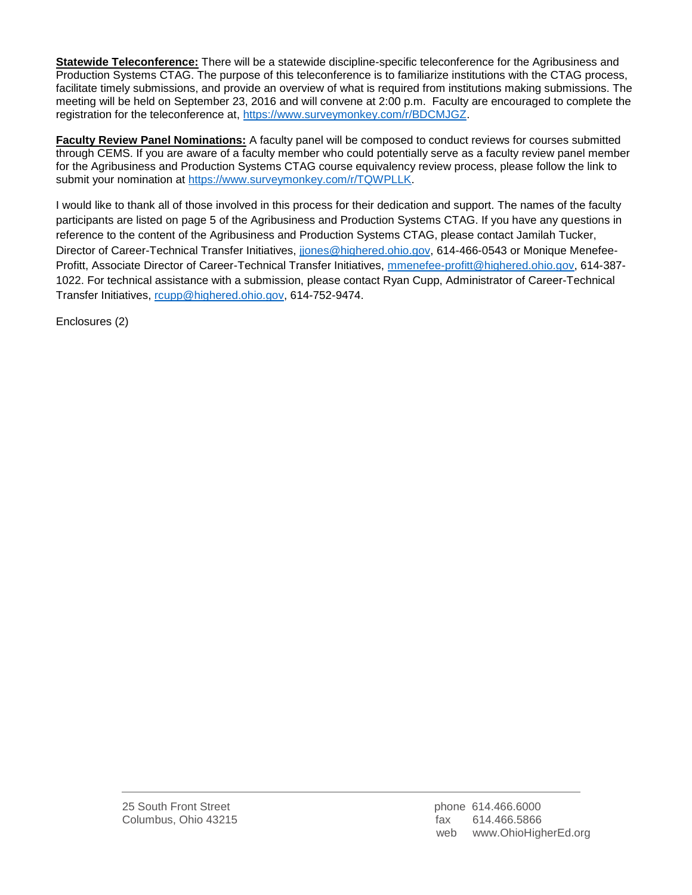**Statewide Teleconference:** There will be a statewide discipline-specific teleconference for the Agribusiness and Production Systems CTAG. The purpose of this teleconference is to familiarize institutions with the CTAG process, facilitate timely submissions, and provide an overview of what is required from institutions making submissions. The meeting will be held on September 23, 2016 and will convene at 2:00 p.m. Faculty are encouraged to complete the registration for the teleconference at, https://www.surveymonkey.com/r/BDCMJGZ.

**Faculty Review Panel Nominations:** A faculty panel will be composed to conduct reviews for courses submitted through CEMS. If you are aware of a faculty member who could potentially serve as a faculty review panel member for the Agribusiness and Production Systems CTAG course equivalency review process, please follow the link to submit your nomination at https://www.surveymonkey.com/r/TQWPLLK.

I would like to thank all of those involved in this process for their dedication and support. The names of the faculty participants are listed on page 5 of the Agribusiness and Production Systems CTAG. If you have any questions in reference to the content of the Agribusiness and Production Systems CTAG, please contact Jamilah Tucker, Director of Career-Technical Transfer Initiatives, jjones@highered.ohio.gov, 614-466-0543 or Monique Menefee-Profitt, Associate Director of Career-Technical Transfer Initiatives, mmenefee-profitt@highered.ohio.gov, 614-387-1022. For technical assistance with a submission, please contact Ryan Cupp, Administrator of Career-Technical Transfer Initiatives, rcupp@highered.ohio.gov, 614-752-9474.

Enclosures (2)

25 South Front Street
Columbus, Ohio 43215

phone 614.466.6000
fax 614.466.5866
web www.OhioHigherEd.org